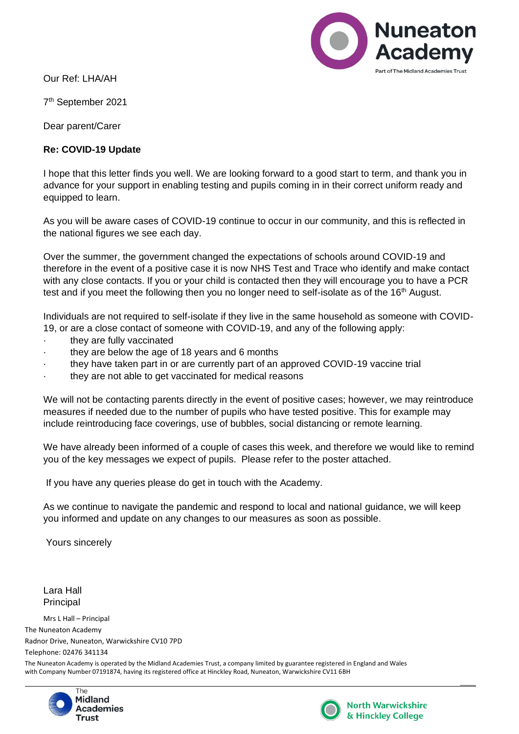Our Ref: LHA/AH

7th September 2021

Dear parent/Carer

**Re: COVID-19 Update**

I hope that this letter finds you well. We are looking forward to a good start to term, and thank you in advance for your support in enabling testing and pupils coming in in their correct uniform ready and equipped to learn.

As you will be aware cases of COVID-19 continue to occur in our community, and this is reflected in the national figures we see each day.

Over the summer, the government changed the expectations of schools around COVID-19 and therefore in the event of a positive case it is now NHS Test and Trace who identify and make contact with any close contacts. If you or your child is contacted then they will encourage you to have a PCR test and if you meet the following then you no longer need to self-isolate as of the 16th August.

Individuals are not required to self-isolate if they live in the same household as someone with COVID-19, or are a close contact of someone with COVID-19, and any of the following apply:

- they are fully vaccinated
- they are below the age of 18 years and 6 months
- they have taken part in or are currently part of an approved COVID-19 vaccine trial
- they are not able to get vaccinated for medical reasons

We will not be contacting parents directly in the event of positive cases; however, we may reintroduce measures if needed due to the number of pupils who have tested positive. This for example may include reintroducing face coverings, use of bubbles, social distancing or remote learning.

We have already been informed of a couple of cases this week, and therefore we would like to remind you of the key messages we expect of pupils. Please refer to the poster attached.

If you have any queries please do get in touch with the Academy.

As we continue to navigate the pandemic and respond to local and national guidance, we will keep you informed and update on any changes to our measures as soon as possible.

Yours sincerely

Lara Hall
Principal

Mrs L Hall – Principal
The Nuneaton Academy
Radnor Drive, Nuneaton, Warwickshire CV10 7PD
Telephone: 02476 341134

The Nuneaton Academy is operated by the Midland Academies Trust, a company limited by guarantee registered in England and Wales with Company Number 07191874, having its registered office at Hinckley Road, Nuneaton, Warwickshire CV11 6BH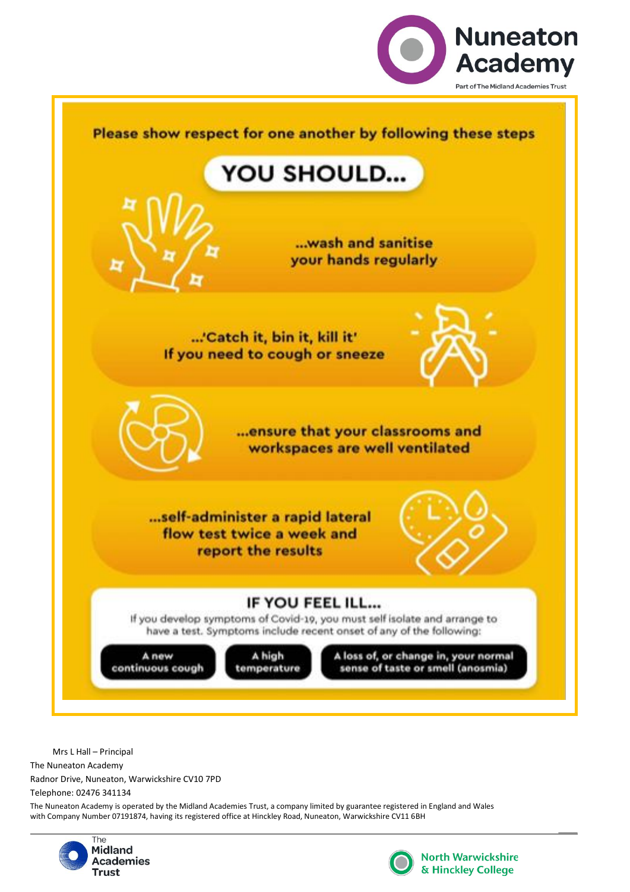Nuneaton Academy

Part of The Midland Academies Trust

Please show respect for one another by following these steps

## YOU SHOULD...

...wash and sanitise your hands regularly

...'Catch it, bin it, kill it' If you need to cough or sneeze

...ensure that your classrooms and workspaces are well ventilated

...self-administer a rapid lateral flow test twice a week and report the results

## IF YOU FEEL ILL...

If you develop symptoms of Covid-19, you must self isolate and arrange to have a test. Symptoms include recent onset of any of the following:

- A new continuous cough
- A high temperature
- A loss of, or change in, your normal sense of taste or smell (anosmia)

Mrs L Hall – Principal
The Nuneaton Academy
Radnor Drive, Nuneaton, Warwickshire CV10 7PD
Telephone: 02476 341134

The Nuneaton Academy is operated by the Midland Academies Trust, a company limited by guarantee registered in England and Wales with Company Number 07191874, having its registered office at Hinckley Road, Nuneaton, Warwickshire CV11 6BH

The Midland Academies Trust

North Warwickshire & Hinckley College